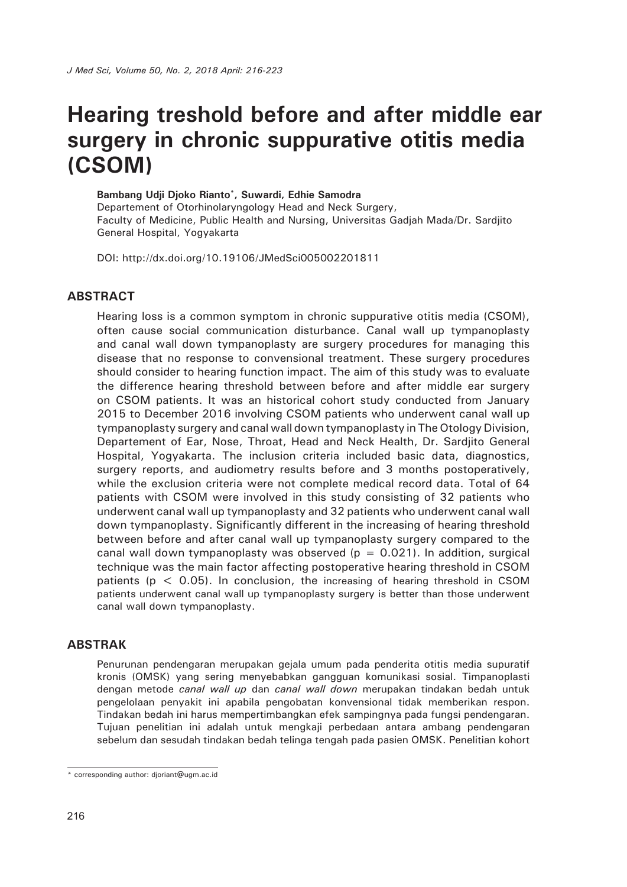# Hearing treshold before and after middle ear surgery in chronic suppurative otitis media (CSOM)

**Bambang Udji Djoko Rianto\*, Suwardi, Edhie Samodra**

Departement of Otorhinolaryngology Head and Neck Surgery,
Faculty of Medicine, Public Health and Nursing, Universitas Gadjah Mada/Dr. Sardjito General Hospital, Yogyakarta

DOI: http://dx.doi.org/10.19106/JMedSci005002201811

## ABSTRACT

Hearing loss is a common symptom in chronic suppurative otitis media (CSOM), often cause social communication disturbance. Canal wall up tympanoplasty and canal wall down tympanoplasty are surgery procedures for managing this disease that no response to convensional treatment. These surgery procedures should consider to hearing function impact. The aim of this study was to evaluate the difference hearing threshold between before and after middle ear surgery on CSOM patients. It was an historical cohort study conducted from January 2015 to December 2016 involving CSOM patients who underwent canal wall up tympanoplasty surgery and canal wall down tympanoplasty in The Otology Division, Departement of Ear, Nose, Throat, Head and Neck Health, Dr. Sardjito General Hospital, Yogyakarta. The inclusion criteria included basic data, diagnostics, surgery reports, and audiometry results before and 3 months postoperatively, while the exclusion criteria were not complete medical record data. Total of 64 patients with CSOM were involved in this study consisting of 32 patients who underwent canal wall up tympanoplasty and 32 patients who underwent canal wall down tympanoplasty. Significantly different in the increasing of hearing threshold between before and after canal wall up tympanoplasty surgery compared to the canal wall down tympanoplasty was observed ($p = 0.021$). In addition, surgical technique was the main factor affecting postoperative hearing threshold in CSOM patients ($p < 0.05$). In conclusion, the increasing of hearing threshold in CSOM patients underwent canal wall up tympanoplasty surgery is better than those underwent canal wall down tympanoplasty.

## ABSTRAK

Penurunan pendengaran merupakan gejala umum pada penderita otitis media supuratif kronis (OMSK) yang sering menyebabkan gangguan komunikasi sosial. Timpanoplasti dengan metode *canal wall up* dan *canal wall down* merupakan tindakan bedah untuk pengelolaan penyakit ini apabila pengobatan konvensional tidak memberikan respon. Tindakan bedah ini harus mempertimbangkan efek sampingnya pada fungsi pendengaran. Tujuan penelitian ini adalah untuk mengkaji perbedaan antara ambang pendengaran sebelum dan sesudah tindakan bedah telinga tengah pada pasien OMSK. Penelitian kohort

\* corresponding author: djoriant@ugm.ac.id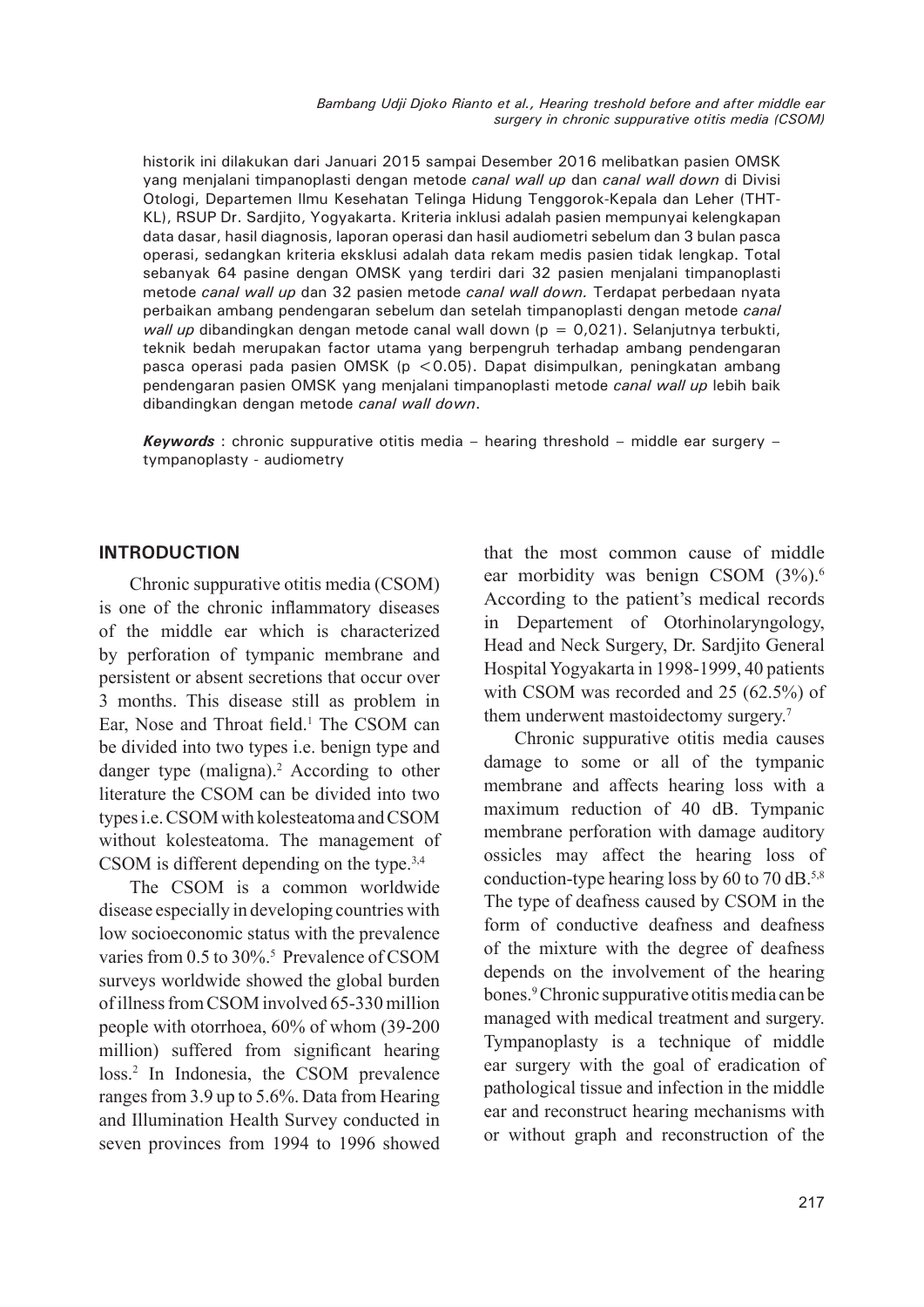historik ini dilakukan dari Januari 2015 sampai Desember 2016 melibatkan pasien OMSK yang menjalani timpanoplasti dengan metode *canal wall up* dan *canal wall down* di Divisi Otologi, Departemen Ilmu Kesehatan Telinga Hidung Tenggorok-Kepala dan Leher (THT-KL), RSUP Dr. Sardjito, Yogyakarta. Kriteria inklusi adalah pasien mempunyai kelengkapan data dasar, hasil diagnosis, laporan operasi dan hasil audiometri sebelum dan 3 bulan pasca operasi, sedangkan kriteria eksklusi adalah data rekam medis pasien tidak lengkap. Total sebanyak 64 pasine dengan OMSK yang terdiri dari 32 pasien menjalani timpanoplasti metode *canal wall up* dan 32 pasien metode *canal wall down.* Terdapat perbedaan nyata perbaikan ambang pendengaran sebelum dan setelah timpanoplasti dengan metode *canal wall up* dibandingkan dengan metode canal wall down (p = 0,021). Selanjutnya terbukti, teknik bedah merupakan factor utama yang berpengruh terhadap ambang pendengaran pasca operasi pada pasien OMSK (p <0.05). Dapat disimpulkan, peningkatan ambang pendengaran pasien OMSK yang menjalani timpanoplasti metode *canal wall up* lebih baik dibandingkan dengan metode *canal wall down*.

***Keywords*** : chronic suppurative otitis media – hearing threshold – middle ear surgery – tympanoplasty - audiometry

## INTRODUCTION

Chronic suppurative otitis media (CSOM) is one of the chronic inflammatory diseases of the middle ear which is characterized by perforation of tympanic membrane and persistent or absent secretions that occur over 3 months. This disease still as problem in Ear, Nose and Throat field.[1] The CSOM can be divided into two types i.e. benign type and danger type (maligna).[2] According to other literature the CSOM can be divided into two types i.e. CSOM with kolesteatoma and CSOM without kolesteatoma. The management of CSOM is different depending on the type.[3,4]

The CSOM is a common worldwide disease especially in developing countries with low socioeconomic status with the prevalence varies from 0.5 to 30%.[5] Prevalence of CSOM surveys worldwide showed the global burden of illness from CSOM involved 65-330 million people with otorrhoea, 60% of whom (39-200 million) suffered from significant hearing loss.[2] In Indonesia, the CSOM prevalence ranges from 3.9 up to 5.6%. Data from Hearing and Illumination Health Survey conducted in seven provinces from 1994 to 1996 showed that the most common cause of middle ear morbidity was benign CSOM (3%).[6] According to the patient's medical records in Departement of Otorhinolaryngology, Head and Neck Surgery, Dr. Sardjito General Hospital Yogyakarta in 1998-1999, 40 patients with CSOM was recorded and 25 (62.5%) of them underwent mastoidectomy surgery.[7]

Chronic suppurative otitis media causes damage to some or all of the tympanic membrane and affects hearing loss with a maximum reduction of 40 dB. Tympanic membrane perforation with damage auditory ossicles may affect the hearing loss of conduction-type hearing loss by 60 to 70 dB.[5,8] The type of deafness caused by CSOM in the form of conductive deafness and deafness of the mixture with the degree of deafness depends on the involvement of the hearing bones.[9] Chronic suppurative otitis media can be managed with medical treatment and surgery. Tympanoplasty is a technique of middle ear surgery with the goal of eradication of pathological tissue and infection in the middle ear and reconstruct hearing mechanisms with or without graph and reconstruction of the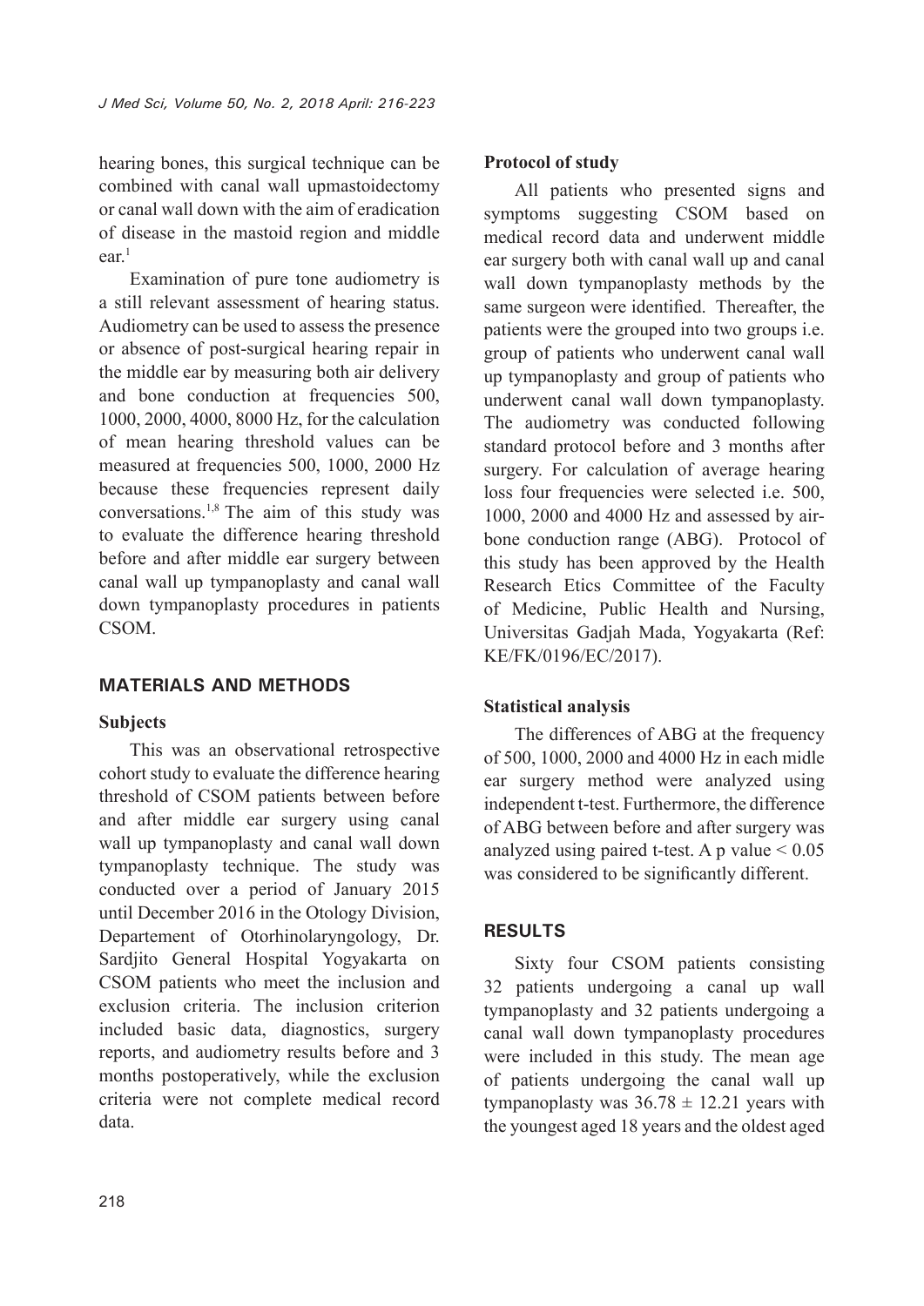hearing bones, this surgical technique can be combined with canal wall upmastoidectomy or canal wall down with the aim of eradication of disease in the mastoid region and middle ear.[1]

Examination of pure tone audiometry is a still relevant assessment of hearing status. Audiometry can be used to assess the presence or absence of post-surgical hearing repair in the middle ear by measuring both air delivery and bone conduction at frequencies 500, 1000, 2000, 4000, 8000 Hz, for the calculation of mean hearing threshold values can be measured at frequencies 500, 1000, 2000 Hz because these frequencies represent daily conversations.[1,8] The aim of this study was to evaluate the difference hearing threshold before and after middle ear surgery between canal wall up tympanoplasty and canal wall down tympanoplasty procedures in patients CSOM.

## MATERIALS AND METHODS

### Subjects

This was an observational retrospective cohort study to evaluate the difference hearing threshold of CSOM patients between before and after middle ear surgery using canal wall up tympanoplasty and canal wall down tympanoplasty technique. The study was conducted over a period of January 2015 until December 2016 in the Otology Division, Departement of Otorhinolaryngology, Dr. Sardjito General Hospital Yogyakarta on CSOM patients who meet the inclusion and exclusion criteria. The inclusion criterion included basic data, diagnostics, surgery reports, and audiometry results before and 3 months postoperatively, while the exclusion criteria were not complete medical record data.

### Protocol of study

All patients who presented signs and symptoms suggesting CSOM based on medical record data and underwent middle ear surgery both with canal wall up and canal wall down tympanoplasty methods by the same surgeon were identified. Thereafter, the patients were the grouped into two groups i.e. group of patients who underwent canal wall up tympanoplasty and group of patients who underwent canal wall down tympanoplasty. The audiometry was conducted following standard protocol before and 3 months after surgery. For calculation of average hearing loss four frequencies were selected i.e. 500, 1000, 2000 and 4000 Hz and assessed by air-bone conduction range (ABG). Protocol of this study has been approved by the Health Research Etics Committee of the Faculty of Medicine, Public Health and Nursing, Universitas Gadjah Mada, Yogyakarta (Ref: KE/FK/0196/EC/2017).

### Statistical analysis

The differences of ABG at the frequency of 500, 1000, 2000 and 4000 Hz in each midle ear surgery method were analyzed using independent t-test. Furthermore, the difference of ABG between before and after surgery was analyzed using paired t-test. A p value $< 0.05$ was considered to be significantly different.

## RESULTS

Sixty four CSOM patients consisting 32 patients undergoing a canal up wall tympanoplasty and 32 patients undergoing a canal wall down tympanoplasty procedures were included in this study. The mean age of patients undergoing the canal wall up tympanoplasty was $36.78 \pm 12.21$ years with the youngest aged 18 years and the oldest aged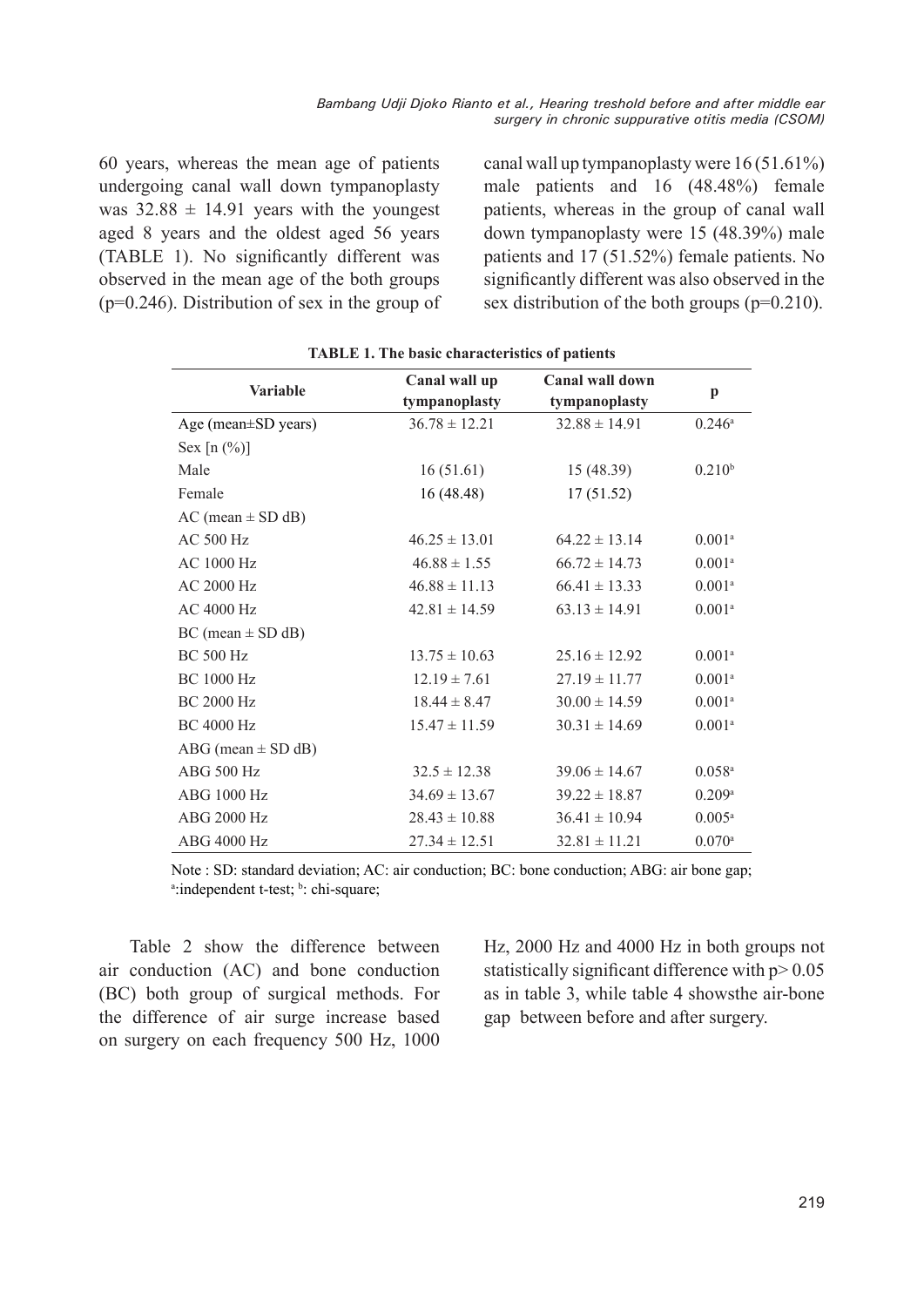60 years, whereas the mean age of patients undergoing canal wall down tympanoplasty was $32.88 \pm 14.91$ years with the youngest aged 8 years and the oldest aged 56 years (TABLE 1). No significantly different was observed in the mean age of the both groups ($p=0.246$). Distribution of sex in the group of canal wall up tympanoplasty were 16 (51.61%) male patients and 16 (48.48%) female patients, whereas in the group of canal wall down tympanoplasty were 15 (48.39%) male patients and 17 (51.52%) female patients. No significantly different was also observed in the sex distribution of the both groups ($p=0.210$).

**TABLE 1. The basic characteristics of patients**

| Variable | Canal wall up tympanoplasty | Canal wall down tympanoplasty | p |
|---|---|---|---|
| Age (mean±SD years) | 36.78 ± 12.21 | 32.88 ± 14.91 | 0.246[a] |
| Sex [n (%)] | | | |
| Male | 16 (51.61) | 15 (48.39) | 0.210[b] |
| Female | 16 (48.48) | 17 (51.52) | |
| AC (mean ± SD dB) | | | |
| AC 500 Hz | 46.25 ± 13.01 | 64.22 ± 13.14 | 0.001[a] |
| AC 1000 Hz | 46.88 ± 1.55 | 66.72 ± 14.73 | 0.001[a] |
| AC 2000 Hz | 46.88 ± 11.13 | 66.41 ± 13.33 | 0.001[a] |
| AC 4000 Hz | 42.81 ± 14.59 | 63.13 ± 14.91 | 0.001[a] |
| BC (mean ± SD dB) | | | |
| BC 500 Hz | 13.75 ± 10.63 | 25.16 ± 12.92 | 0.001[a] |
| BC 1000 Hz | 12.19 ± 7.61 | 27.19 ± 11.77 | 0.001[a] |
| BC 2000 Hz | 18.44 ± 8.47 | 30.00 ± 14.59 | 0.001[a] |
| BC 4000 Hz | 15.47 ± 11.59 | 30.31 ± 14.69 | 0.001[a] |
| ABG (mean ± SD dB) | | | |
| ABG 500 Hz | 32.5 ± 12.38 | 39.06 ± 14.67 | 0.058[a] |
| ABG 1000 Hz | 34.69 ± 13.67 | 39.22 ± 18.87 | 0.209[a] |
| ABG 2000 Hz | 28.43 ± 10.88 | 36.41 ± 10.94 | 0.005[a] |
| ABG 4000 Hz | 27.34 ± 12.51 | 32.81 ± 11.21 | 0.070[a] |

Note : SD: standard deviation; AC: air conduction; BC: bone conduction; ABG: air bone gap; [a]:independent t-test; [b]: chi-square;

Table 2 show the difference between air conduction (AC) and bone conduction (BC) both group of surgical methods. For the difference of air surge increase based on surgery on each frequency 500 Hz, 1000 Hz, 2000 Hz and 4000 Hz in both groups not statistically significant difference with $p > 0.05$ as in table 3, while table 4 showsthe air-bone gap between before and after surgery.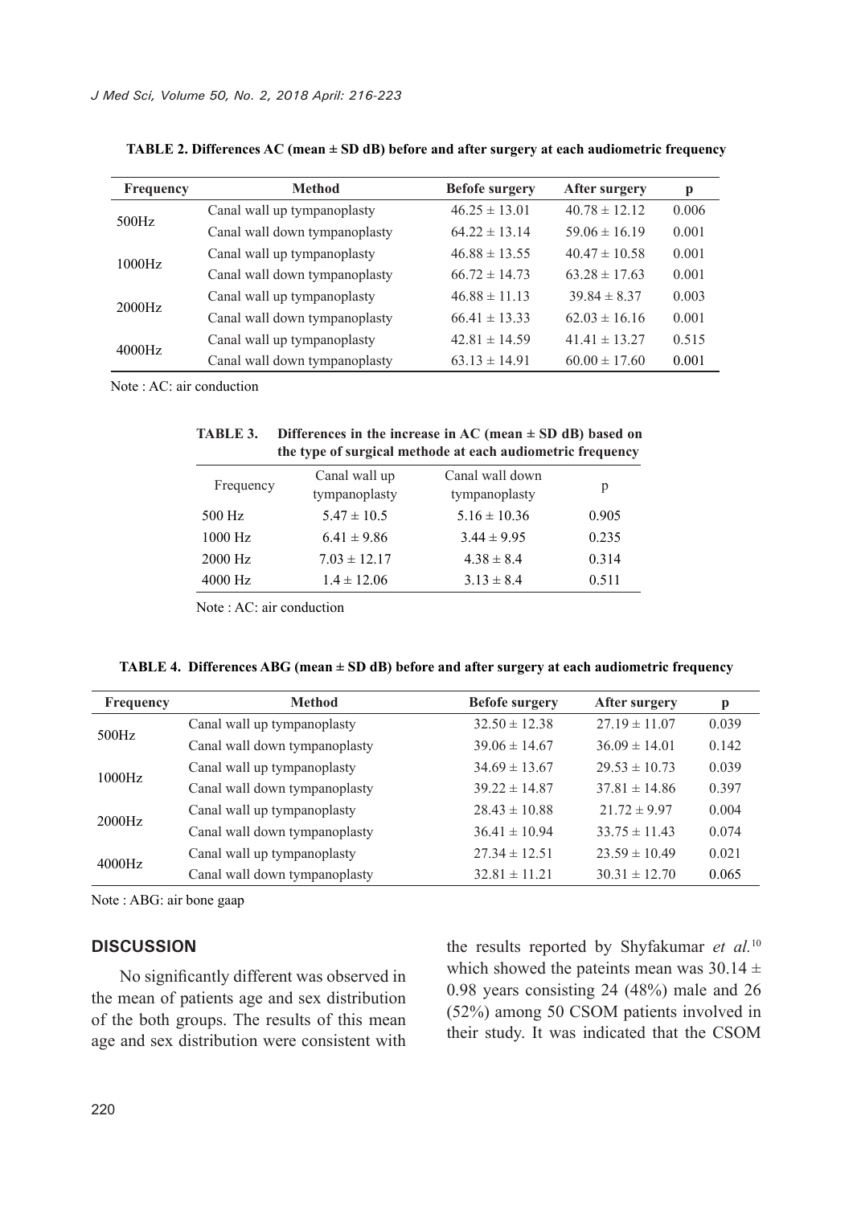**TABLE 2. Differences AC (mean ± SD dB) before and after surgery at each audiometric frequency**

| Frequency | Method | Befofe surgery | After surgery | p |
|---|---|---|---|---|
| 500Hz | Canal wall up tympanoplasty | 46.25 ± 13.01 | 40.78 ± 12.12 | 0.006 |
| | Canal wall down tympanoplasty | 64.22 ± 13.14 | 59.06 ± 16.19 | 0.001 |
| 1000Hz | Canal wall up tympanoplasty | 46.88 ± 13.55 | 40.47 ± 10.58 | 0.001 |
| | Canal wall down tympanoplasty | 66.72 ± 14.73 | 63.28 ± 17.63 | 0.001 |
| 2000Hz | Canal wall up tympanoplasty | 46.88 ± 11.13 | 39.84 ± 8.37 | 0.003 |
| | Canal wall down tympanoplasty | 66.41 ± 13.33 | 62.03 ± 16.16 | 0.001 |
| 4000Hz | Canal wall up tympanoplasty | 42.81 ± 14.59 | 41.41 ± 13.27 | 0.515 |
| | Canal wall down tympanoplasty | 63.13 ± 14.91 | 60.00 ± 17.60 | 0.001 |

Note : AC: air conduction

**TABLE 3. Differences in the increase in AC (mean ± SD dB) based on the type of surgical methode at each audiometric frequency**

| Frequency | Canal wall up tympanoplasty | Canal wall down tympanoplasty | p |
|---|---|---|---|
| 500 Hz | 5.47 ± 10.5 | 5.16 ± 10.36 | 0.905 |
| 1000 Hz | 6.41 ± 9.86 | 3.44 ± 9.95 | 0.235 |
| 2000 Hz | 7.03 ± 12.17 | 4.38 ± 8.4 | 0.314 |
| 4000 Hz | 1.4 ± 12.06 | 3.13 ± 8.4 | 0.511 |

Note : AC: air conduction

**TABLE 4. Differences ABG (mean ± SD dB) before and after surgery at each audiometric frequency**

| Frequency | Method | Befofe surgery | After surgery | p |
|---|---|---|---|---|
| 500Hz | Canal wall up tympanoplasty | 32.50 ± 12.38 | 27.19 ± 11.07 | 0.039 |
| | Canal wall down tympanoplasty | 39.06 ± 14.67 | 36.09 ± 14.01 | 0.142 |
| 1000Hz | Canal wall up tympanoplasty | 34.69 ± 13.67 | 29.53 ± 10.73 | 0.039 |
| | Canal wall down tympanoplasty | 39.22 ± 14.87 | 37.81 ± 14.86 | 0.397 |
| 2000Hz | Canal wall up tympanoplasty | 28.43 ± 10.88 | 21.72 ± 9.97 | 0.004 |
| | Canal wall down tympanoplasty | 36.41 ± 10.94 | 33.75 ± 11.43 | 0.074 |
| 4000Hz | Canal wall up tympanoplasty | 27.34 ± 12.51 | 23.59 ± 10.49 | 0.021 |
| | Canal wall down tympanoplasty | 32.81 ± 11.21 | 30.31 ± 12.70 | 0.065 |

Note : ABG: air bone gaap

## DISCUSSION

No significantly different was observed in the mean of patients age and sex distribution of the both groups. The results of this mean age and sex distribution were consistent with the results reported by Shyfakumar *et al.*[10] which showed the pateints mean was 30.14 ± 0.98 years consisting 24 (48%) male and 26 (52%) among 50 CSOM patients involved in their study. It was indicated that the CSOM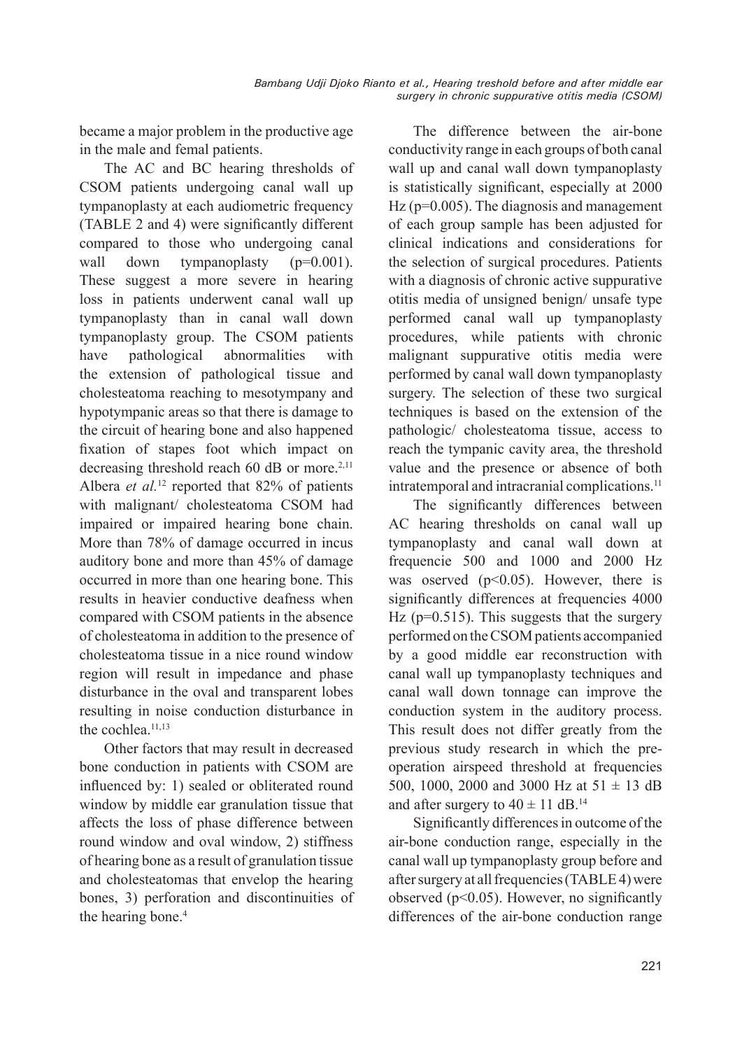became a major problem in the productive age in the male and femal patients.

The AC and BC hearing thresholds of CSOM patients undergoing canal wall up tympanoplasty at each audiometric frequency (TABLE 2 and 4) were significantly different compared to those who undergoing canal wall down tympanoplasty ($p=0.001$). These suggest a more severe in hearing loss in patients underwent canal wall up tympanoplasty than in canal wall down tympanoplasty group. The CSOM patients have pathological abnormalities with the extension of pathological tissue and cholesteatoma reaching to mesotympany and hypotympanic areas so that there is damage to the circuit of hearing bone and also happened fixation of stapes foot which impact on decreasing threshold reach 60 dB or more.[2,11] Albera *et al.*[12] reported that 82% of patients with malignant/ cholesteatoma CSOM had impaired or impaired hearing bone chain. More than 78% of damage occurred in incus auditory bone and more than 45% of damage occurred in more than one hearing bone. This results in heavier conductive deafness when compared with CSOM patients in the absence of cholesteatoma in addition to the presence of cholesteatoma tissue in a nice round window region will result in impedance and phase disturbance in the oval and transparent lobes resulting in noise conduction disturbance in the cochlea.[11,13]

Other factors that may result in decreased bone conduction in patients with CSOM are influenced by: 1) sealed or obliterated round window by middle ear granulation tissue that affects the loss of phase difference between round window and oval window, 2) stiffness of hearing bone as a result of granulation tissue and cholesteatomas that envelop the hearing bones, 3) perforation and discontinuities of the hearing bone.[4]

The difference between the air-bone conductivity range in each groups of both canal wall up and canal wall down tympanoplasty is statistically significant, especially at 2000 Hz ($p=0.005$). The diagnosis and management of each group sample has been adjusted for clinical indications and considerations for the selection of surgical procedures. Patients with a diagnosis of chronic active suppurative otitis media of unsigned benign/ unsafe type performed canal wall up tympanoplasty procedures, while patients with chronic malignant suppurative otitis media were performed by canal wall down tympanoplasty surgery. The selection of these two surgical techniques is based on the extension of the pathologic/ cholesteatoma tissue, access to reach the tympanic cavity area, the threshold value and the presence or absence of both intratemporal and intracranial complications.[11]

The significantly differences between AC hearing thresholds on canal wall up tympanoplasty and canal wall down at frequencie 500 and 1000 and 2000 Hz was oserved ($p<0.05$). However, there is significantly differences at frequencies 4000 Hz ($p=0.515$). This suggests that the surgery performed on the CSOM patients accompanied by a good middle ear reconstruction with canal wall up tympanoplasty techniques and canal wall down tonnage can improve the conduction system in the auditory process. This result does not differ greatly from the previous study research in which the pre-operation airspeed threshold at frequencies 500, 1000, 2000 and 3000 Hz at $51 \pm 13$ dB and after surgery to $40 \pm 11$ dB.[14]

Significantly differences in outcome of the air-bone conduction range, especially in the canal wall up tympanoplasty group before and after surgery at all frequencies (TABLE 4) were observed ($p<0.05$). However, no significantly differences of the air-bone conduction range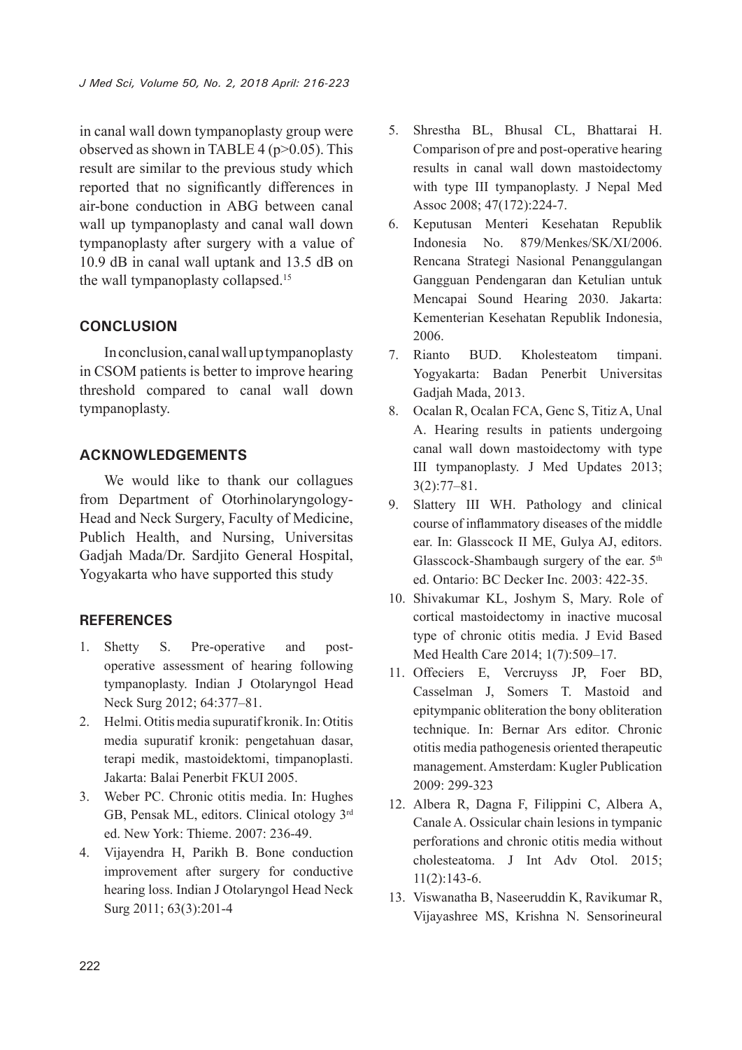in canal wall down tympanoplasty group were observed as shown in TABLE 4 ($p>0.05$). This result are similar to the previous study which reported that no significantly differences in air-bone conduction in ABG between canal wall up tympanoplasty and canal wall down tympanoplasty after surgery with a value of 10.9 dB in canal wall uptank and 13.5 dB on the wall tympanoplasty collapsed.[15]

## CONCLUSION

In conclusion, canal wall up tympanoplasty in CSOM patients is better to improve hearing threshold compared to canal wall down tympanoplasty.

## ACKNOWLEDGEMENTS

We would like to thank our collagues from Department of Otorhinolaryngology-Head and Neck Surgery, Faculty of Medicine, Publich Health, and Nursing, Universitas Gadjah Mada/Dr. Sardjito General Hospital, Yogyakarta who have supported this study

## REFERENCES

1. Shetty S. Pre-operative and post-operative assessment of hearing following tympanoplasty. Indian J Otolaryngol Head Neck Surg 2012; 64:377–81.
2. Helmi. Otitis media supuratif kronik. In: Otitis media supuratif kronik: pengetahuan dasar, terapi medik, mastoidektomi, timpanoplasti. Jakarta: Balai Penerbit FKUI 2005.
3. Weber PC. Chronic otitis media. In: Hughes GB, Pensak ML, editors. Clinical otology 3rd ed. New York: Thieme. 2007: 236-49.
4. Vijayendra H, Parikh B. Bone conduction improvement after surgery for conductive hearing loss. Indian J Otolaryngol Head Neck Surg 2011; 63(3):201-4
5. Shrestha BL, Bhusal CL, Bhattarai H. Comparison of pre and post-operative hearing results in canal wall down mastoidectomy with type III tympanoplasty. J Nepal Med Assoc 2008; 47(172):224-7.
6. Keputusan Menteri Kesehatan Republik Indonesia No. 879/Menkes/SK/XI/2006. Rencana Strategi Nasional Penanggulangan Gangguan Pendengaran dan Ketulian untuk Mencapai Sound Hearing 2030. Jakarta: Kementerian Kesehatan Republik Indonesia, 2006.
7. Rianto BUD. Kholesteatom timpani. Yogyakarta: Badan Penerbit Universitas Gadjah Mada, 2013.
8. Ocalan R, Ocalan FCA, Genc S, Titiz A, Unal A. Hearing results in patients undergoing canal wall down mastoidectomy with type III tympanoplasty. J Med Updates 2013; 3(2):77–81.
9. Slattery III WH. Pathology and clinical course of inflammatory diseases of the middle ear. In: Glasscock II ME, Gulya AJ, editors. Glasscock-Shambaugh surgery of the ear. 5th ed. Ontario: BC Decker Inc. 2003: 422-35.
10. Shivakumar KL, Joshym S, Mary. Role of cortical mastoidectomy in inactive mucosal type of chronic otitis media. J Evid Based Med Health Care 2014; 1(7):509–17.
11. Offeciers E, Vercruyss JP, Foer BD, Casselman J, Somers T. Mastoid and epitympanic obliteration the bony obliteration technique. In: Bernar Ars editor. Chronic otitis media pathogenesis oriented therapeutic management. Amsterdam: Kugler Publication 2009: 299-323
12. Albera R, Dagna F, Filippini C, Albera A, Canale A. Ossicular chain lesions in tympanic perforations and chronic otitis media without cholesteatoma. J Int Adv Otol. 2015; 11(2):143-6.
13. Viswanatha B, Naseeruddin K, Ravikumar R, Vijayashree MS, Krishna N. Sensorineural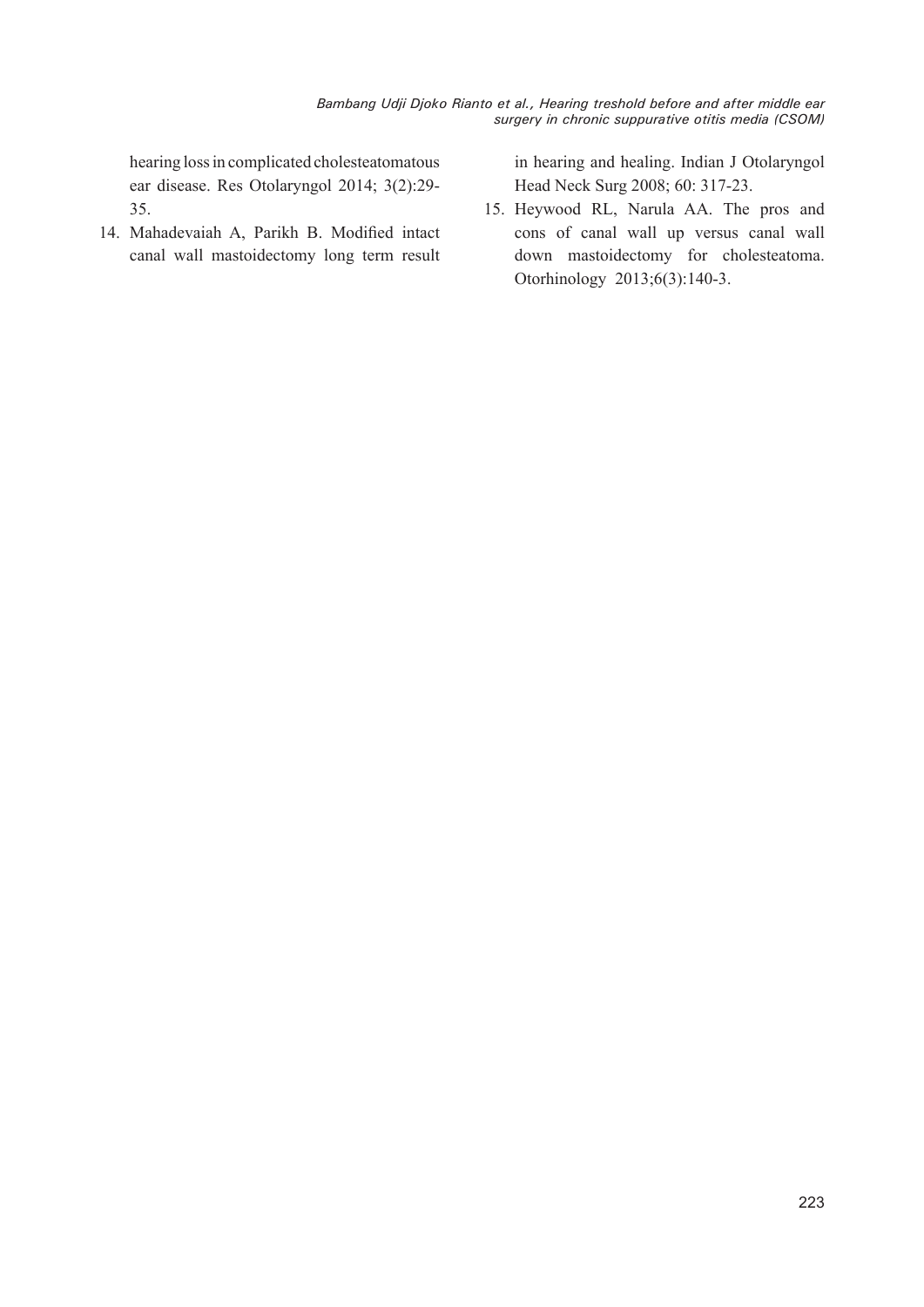hearing loss in complicated cholesteatomatous ear disease. Res Otolaryngol 2014; 3(2):29-35.

14. Mahadevaiah A, Parikh B. Modified intact canal wall mastoidectomy long term result in hearing and healing. Indian J Otolaryngol Head Neck Surg 2008; 60: 317-23.
15. Heywood RL, Narula AA. The pros and cons of canal wall up versus canal wall down mastoidectomy for cholesteatoma. Otorhinology 2013;6(3):140-3.